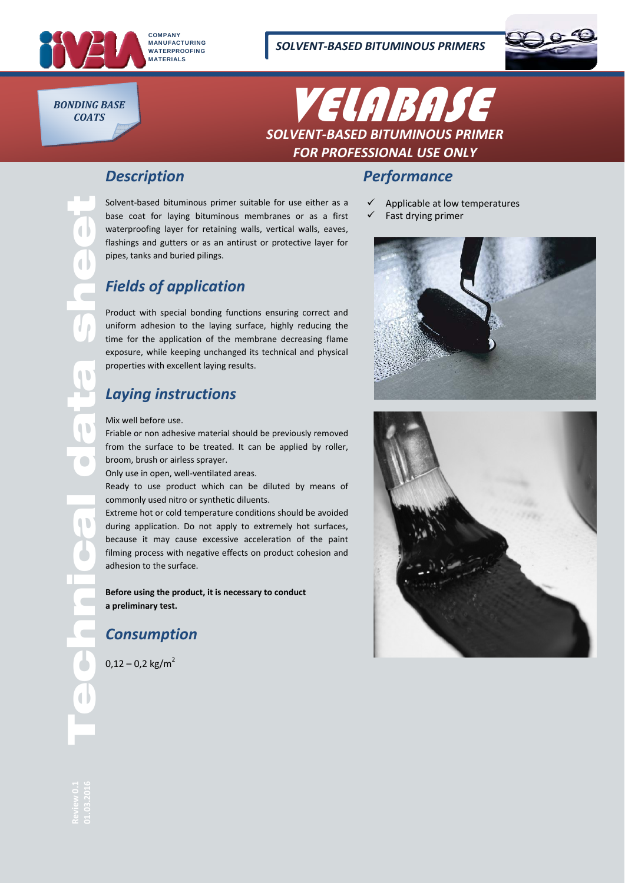**SOLVENT-BASED BITUMINOUS PRIMERS**

*BONDING BASE COATS*

# VELABASE

## SOLVENT-BASED BITUMINOUS PRIMER
## FOR PROFESSIONAL USE ONLY

## Description

Solvent-based bituminous primer suitable for use either as a base coat for laying bituminous membranes or as a first waterproofing layer for retaining walls, vertical walls, eaves, flashings and gutters or as an antirust or protective layer for pipes, tanks and buried pilings.

## Fields of application

Product with special bonding functions ensuring correct and uniform adhesion to the laying surface, highly reducing the time for the application of the membrane decreasing flame exposure, while keeping unchanged its technical and physical properties with excellent laying results.

## Laying instructions

Mix well before use.
Friable or non adhesive material should be previously removed from the surface to be treated. It can be applied by roller, broom, brush or airless sprayer.
Only use in open, well-ventilated areas.
Ready to use product which can be diluted by means of commonly used nitro or synthetic diluents.
Extreme hot or cold temperature conditions should be avoided during application. Do not apply to extremely hot surfaces, because it may cause excessive acceleration of the paint filming process with negative effects on product cohesion and adhesion to the surface.

**Before using the product, it is necessary to conduct a preliminary test.**

## Consumption

0,12 – 0,2 kg/m$^2$

## Performance

- ✓ Applicable at low temperatures
- ✓ Fast drying primer

Review 0.1
01.03.2016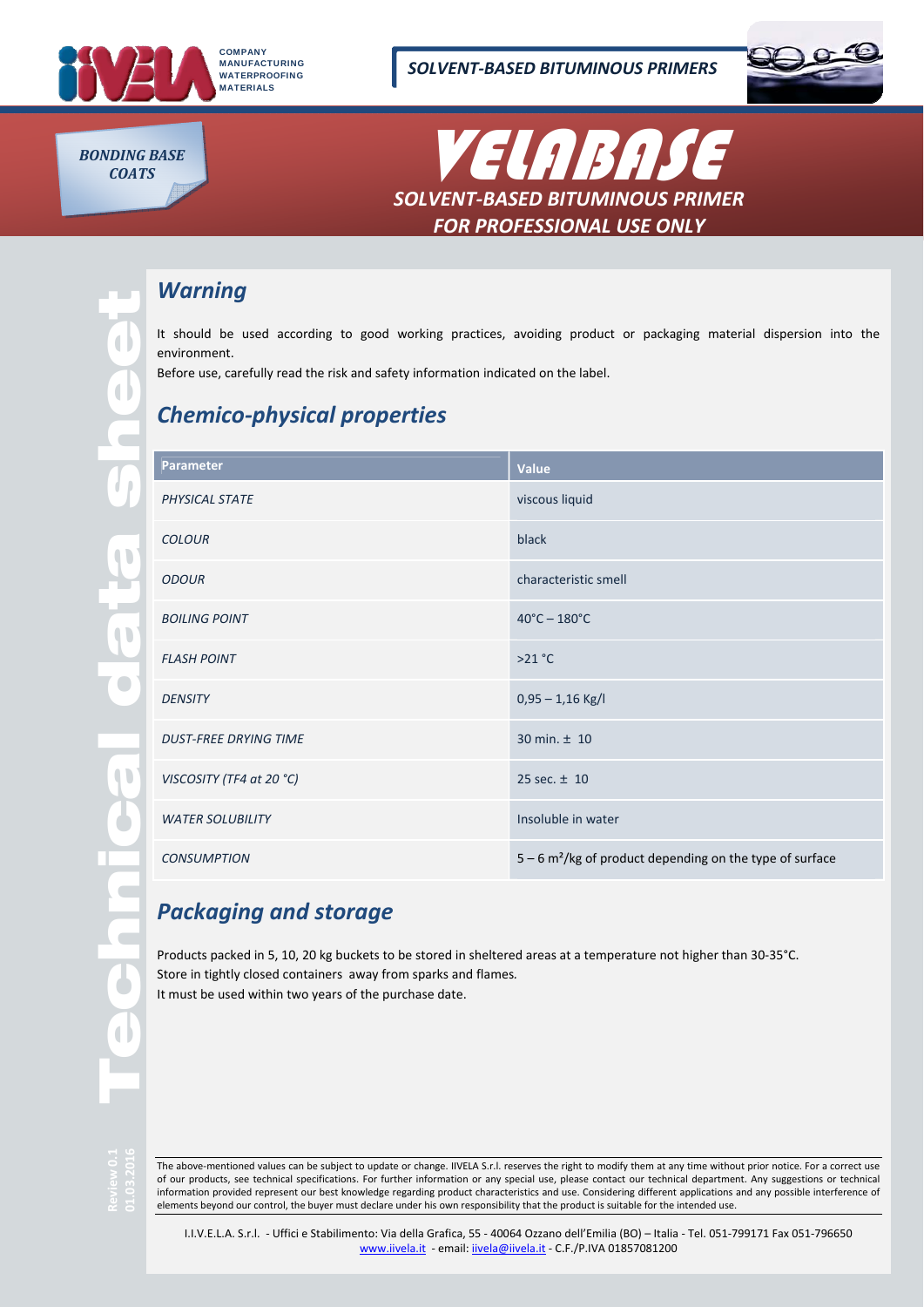COMPANY MANUFACTURING WATERPROOFING MATERIALS

*SOLVENT-BASED BITUMINOUS PRIMERS*

*BONDING BASE COATS*

# VELABASE

***SOLVENT-BASED BITUMINOUS PRIMER***

***FOR PROFESSIONAL USE ONLY***

Technical data sheet

## *Warning*

It should be used according to good working practices, avoiding product or packaging material dispersion into the environment.

Before use, carefully read the risk and safety information indicated on the label.

## *Chemico-physical properties*

| Parameter | Value |
|---|---|
| *PHYSICAL STATE* | viscous liquid |
| *COLOUR* | black |
| *ODOUR* | characteristic smell |
| *BOILING POINT* | 40°C – 180°C |
| *FLASH POINT* | >21 °C |
| *DENSITY* | 0,95 – 1,16 Kg/l |
| *DUST-FREE DRYING TIME* | 30 min. ± 10 |
| *VISCOSITY (TF4 at 20 °C)* | 25 sec. ± 10 |
| *WATER SOLUBILITY* | Insoluble in water |
| *CONSUMPTION* | 5 – 6 m²/kg of product depending on the type of surface |

## *Packaging and storage*

Products packed in 5, 10, 20 kg buckets to be stored in sheltered areas at a temperature not higher than 30-35°C.

Store in tightly closed containers away from sparks and flames.

It must be used within two years of the purchase date.

Review 0.1 01.03.2016

The above-mentioned values can be subject to update or change. IIVELA S.r.l. reserves the right to modify them at any time without prior notice. For a correct use of our products, see technical specifications. For further information or any special use, please contact our technical department. Any suggestions or technical information provided represent our best knowledge regarding product characteristics and use. Considering different applications and any possible interference of elements beyond our control, the buyer must declare under his own responsibility that the product is suitable for the intended use.

I.I.V.E.L.A. S.r.l. - Uffici e Stabilimento: Via della Grafica, 55 - 40064 Ozzano dell'Emilia (BO) – Italia - Tel. 051-799171 Fax 051-796650
www.iivela.it - email: iivela@iivela.it - C.F./P.IVA 01857081200